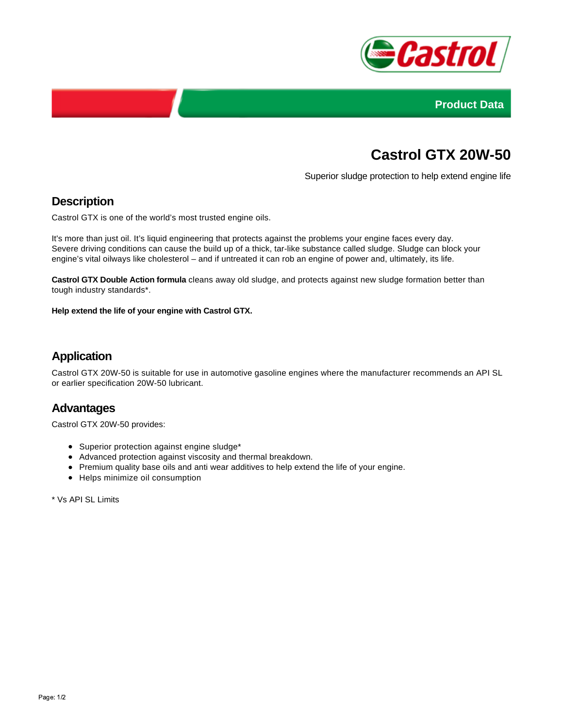Product Data

# Castrol GTX 20W-50

Superior sludge protection to help extend engine life

## Description

Castrol GTX is one of the world's most trusted engine oils.

It's more than just oil. It's liquid engineering that protects against the problems your engine faces every day. Severe driving conditions can cause the build up of a thick, tar-like substance called sludge. Sludge can block your engine's vital oilways like cholesterol – and if untreated it can rob an engine of power and, ultimately, its life.

**Castrol GTX Double Action formula** cleans away old sludge, and protects against new sludge formation better than tough industry standards*.

**Help extend the life of your engine with Castrol GTX.**

## Application

Castrol GTX 20W-50 is suitable for use in automotive gasoline engines where the manufacturer recommends an API SL or earlier specification 20W-50 lubricant.

## Advantages

Castrol GTX 20W-50 provides:

- Superior protection against engine sludge*
- Advanced protection against viscosity and thermal breakdown.
- Premium quality base oils and anti wear additives to help extend the life of your engine.
- Helps minimize oil consumption

* Vs API SL Limits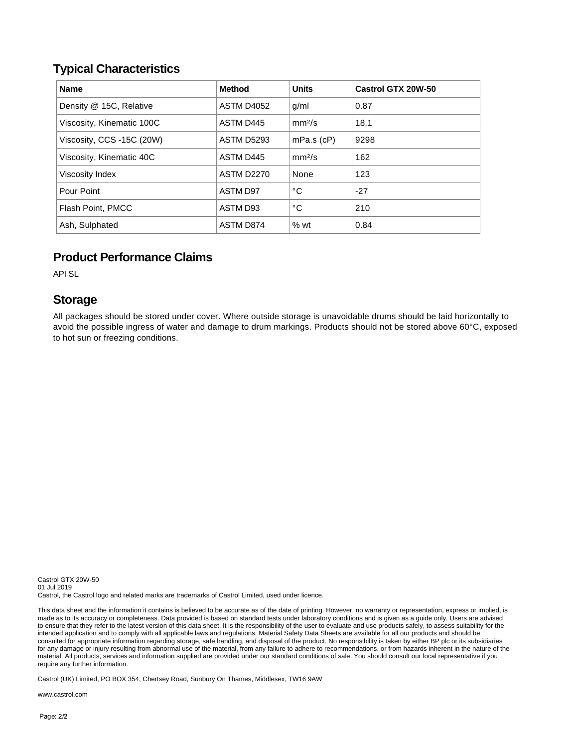## Typical Characteristics

| Name | Method | Units | Castrol GTX 20W-50 |
|---|---|---|---|
| Density @ 15C, Relative | ASTM D4052 | g/ml | 0.87 |
| Viscosity, Kinematic 100C | ASTM D445 | $mm^2/s$ | 18.1 |
| Viscosity, CCS -15C (20W) | ASTM D5293 | mPa.s (cP) | 9298 |
| Viscosity, Kinematic 40C | ASTM D445 | $mm^2/s$ | 162 |
| Viscosity Index | ASTM D2270 | None | 123 |
| Pour Point | ASTM D97 | °C | -27 |
| Flash Point, PMCC | ASTM D93 | °C | 210 |
| Ash, Sulphated | ASTM D874 | % wt | 0.84 |

## Product Performance Claims

API SL

## Storage

All packages should be stored under cover. Where outside storage is unavoidable drums should be laid horizontally to avoid the possible ingress of water and damage to drum markings. Products should not be stored above 60°C, exposed to hot sun or freezing conditions.

Castrol GTX 20W-50
01 Jul 2019
Castrol, the Castrol logo and related marks are trademarks of Castrol Limited, used under licence.

This data sheet and the information it contains is believed to be accurate as of the date of printing. However, no warranty or representation, express or implied, is made as to its accuracy or completeness. Data provided is based on standard tests under laboratory conditions and is given as a guide only. Users are advised to ensure that they refer to the latest version of this data sheet. It is the responsibility of the user to evaluate and use products safely, to assess suitability for the intended application and to comply with all applicable laws and regulations. Material Safety Data Sheets are available for all our products and should be consulted for appropriate information regarding storage, safe handling, and disposal of the product. No responsibility is taken by either BP plc or its subsidiaries for any damage or injury resulting from abnormal use of the material, from any failure to adhere to recommendations, or from hazards inherent in the nature of the material. All products, services and information supplied are provided under our standard conditions of sale. You should consult our local representative if you require any further information.

Castrol (UK) Limited, PO BOX 354, Chertsey Road, Sunbury On Thames, Middlesex, TW16 9AW

www.castrol.com